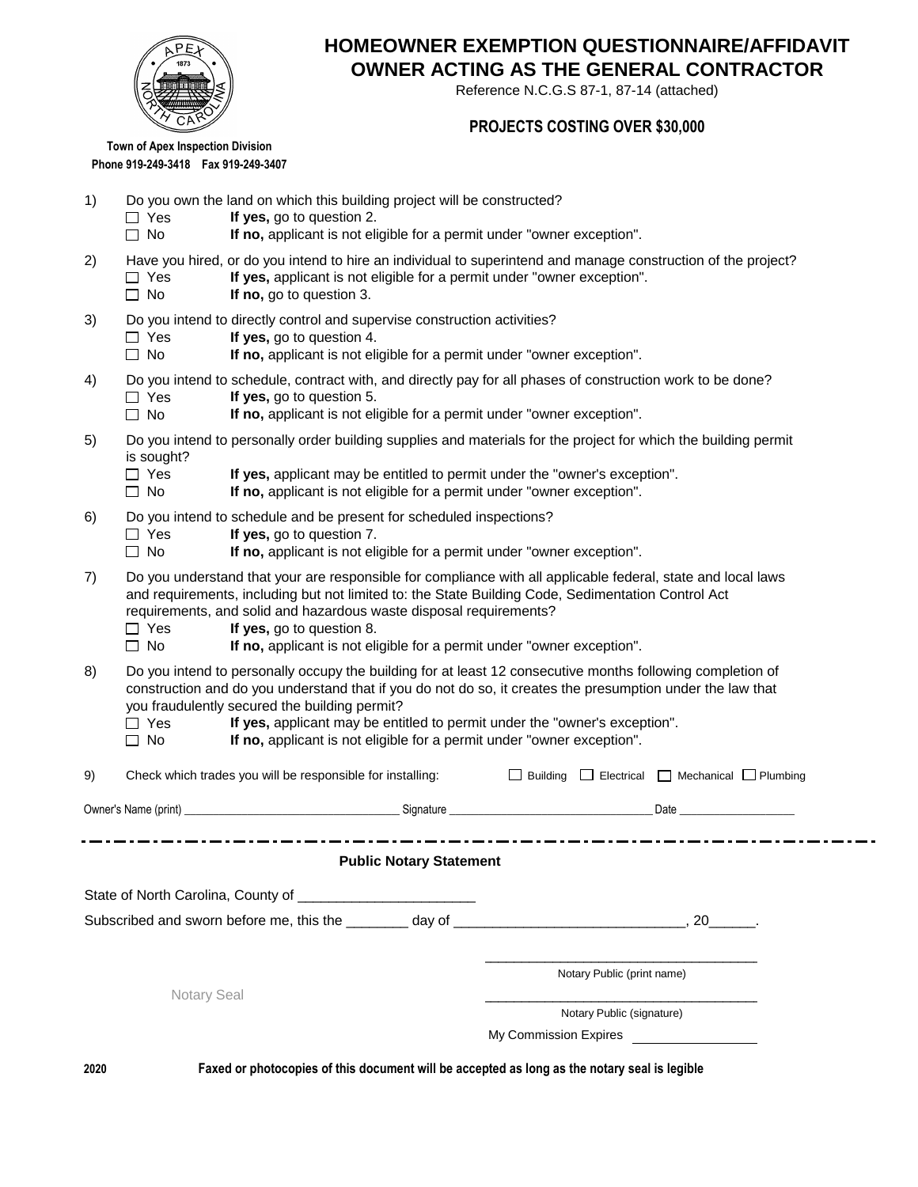Town of Apex Inspection Division
Phone 919-249-3418 Fax 919-249-3407

# HOMEOWNER EXEMPTION QUESTIONNAIRE/AFFIDAVIT
# OWNER ACTING AS THE GENERAL CONTRACTOR

Reference N.C.G.S 87-1, 87-14 (attached)

## PROJECTS COSTING OVER $30,000

1) Do you own the land on which this building project will be constructed?
   - ☐ Yes **If yes,** go to question 2.
   - ☐ No **If no,** applicant is not eligible for a permit under "owner exception".

2) Have you hired, or do you intend to hire an individual to superintend and manage construction of the project?
   - ☐ Yes **If yes,** applicant is not eligible for a permit under "owner exception".
   - ☐ No **If no,** go to question 3.

3) Do you intend to directly control and supervise construction activities?
   - ☐ Yes **If yes,** go to question 4.
   - ☐ No **If no,** applicant is not eligible for a permit under "owner exception".

4) Do you intend to schedule, contract with, and directly pay for all phases of construction work to be done?
   - ☐ Yes **If yes,** go to question 5.
   - ☐ No **If no,** applicant is not eligible for a permit under "owner exception".

5) Do you intend to personally order building supplies and materials for the project for which the building permit is sought?
   - ☐ Yes **If yes,** applicant may be entitled to permit under the "owner's exception".
   - ☐ No **If no,** applicant is not eligible for a permit under "owner exception".

6) Do you intend to schedule and be present for scheduled inspections?
   - ☐ Yes **If yes,** go to question 7.
   - ☐ No **If no,** applicant is not eligible for a permit under "owner exception".

7) Do you understand that your are responsible for compliance with all applicable federal, state and local laws and requirements, including but not limited to: the State Building Code, Sedimentation Control Act requirements, and solid and hazardous waste disposal requirements?
   - ☐ Yes **If yes,** go to question 8.
   - ☐ No **If no,** applicant is not eligible for a permit under "owner exception".

8) Do you intend to personally occupy the building for at least 12 consecutive months following completion of construction and do you understand that if you do not do so, it creates the presumption under the law that you fraudulently secured the building permit?
   - ☐ Yes **If yes,** applicant may be entitled to permit under the "owner's exception".
   - ☐ No **If no,** applicant is not eligible for a permit under "owner exception".

9) Check which trades you will be responsible for installing: ☐ Building ☐ Electrical ☐ Mechanical ☐ Plumbing

Owner's Name (print) ____________________ Signature ____________________ Date ____________

---

**Public Notary Statement**

State of North Carolina, County of ______________________

Subscribed and sworn before me, this the ________ day of ____________________________, 20______.

Notary Seal

____________________________
Notary Public (print name)

____________________________
Notary Public (signature)

My Commission Expires ______________

2020 **Faxed or photocopies of this document will be accepted as long as the notary seal is legible**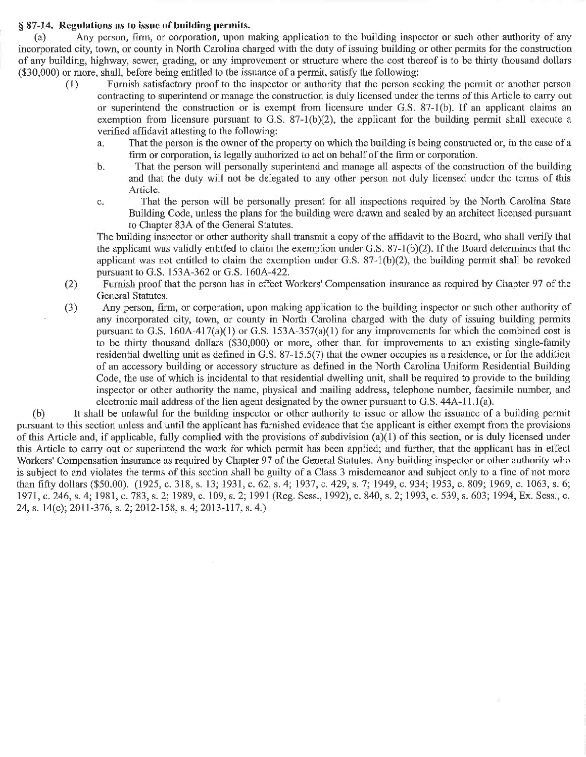**§ 87-14. Regulations as to issue of building permits.**

(a) Any person, firm, or corporation, upon making application to the building inspector or such other authority of any incorporated city, town, or county in North Carolina charged with the duty of issuing building or other permits for the construction of any building, highway, sewer, grading, or any improvement or structure where the cost thereof is to be thirty thousand dollars ($30,000) or more, shall, before being entitled to the issuance of a permit, satisfy the following:

(1) Furnish satisfactory proof to the inspector or authority that the person seeking the permit or another person contracting to superintend or manage the construction is duly licensed under the terms of this Article to carry out or superintend the construction or is exempt from licensure under G.S. 87-1(b). If an applicant claims an exemption from licensure pursuant to G.S. 87-1(b)(2), the applicant for the building permit shall execute a verified affidavit attesting to the following:

a. That the person is the owner of the property on which the building is being constructed or, in the case of a firm or corporation, is legally authorized to act on behalf of the firm or corporation.

b. That the person will personally superintend and manage all aspects of the construction of the building and that the duty will not be delegated to any other person not duly licensed under the terms of this Article.

c. That the person will be personally present for all inspections required by the North Carolina State Building Code, unless the plans for the building were drawn and sealed by an architect licensed pursuant to Chapter 83A of the General Statutes.

The building inspector or other authority shall transmit a copy of the affidavit to the Board, who shall verify that the applicant was validly entitled to claim the exemption under G.S. 87-1(b)(2). If the Board determines that the applicant was not entitled to claim the exemption under G.S. 87-1(b)(2), the building permit shall be revoked pursuant to G.S. 153A-362 or G.S. 160A-422.

(2) Furnish proof that the person has in effect Workers' Compensation insurance as required by Chapter 97 of the General Statutes.

(3) Any person, firm, or corporation, upon making application to the building inspector or such other authority of any incorporated city, town, or county in North Carolina charged with the duty of issuing building permits pursuant to G.S. 160A-417(a)(1) or G.S. 153A-357(a)(1) for any improvements for which the combined cost is to be thirty thousand dollars ($30,000) or more, other than for improvements to an existing single-family residential dwelling unit as defined in G.S. 87-15.5(7) that the owner occupies as a residence, or for the addition of an accessory building or accessory structure as defined in the North Carolina Uniform Residential Building Code, the use of which is incidental to that residential dwelling unit, shall be required to provide to the building inspector or other authority the name, physical and mailing address, telephone number, facsimile number, and electronic mail address of the lien agent designated by the owner pursuant to G.S. 44A-11.1(a).

(b) It shall be unlawful for the building inspector or other authority to issue or allow the issuance of a building permit pursuant to this section unless and until the applicant has furnished evidence that the applicant is either exempt from the provisions of this Article and, if applicable, fully complied with the provisions of subdivision (a)(1) of this section, or is duly licensed under this Article to carry out or superintend the work for which permit has been applied; and further, that the applicant has in effect Workers' Compensation insurance as required by Chapter 97 of the General Statutes. Any building inspector or other authority who is subject to and violates the terms of this section shall be guilty of a Class 3 misdemeanor and subject only to a fine of not more than fifty dollars ($50.00). (1925, c. 318, s. 13; 1931, c. 62, s. 4; 1937, c. 429, s. 7; 1949, c. 934; 1953, c. 809; 1969, c. 1063, s. 6; 1971, c. 246, s. 4; 1981, c. 783, s. 2; 1989, c. 109, s. 2; 1991 (Reg. Sess., 1992), c. 840, s. 2; 1993, c. 539, s. 603; 1994, Ex. Sess., c. 24, s. 14(c); 2011-376, s. 2; 2012-158, s. 4; 2013-117, s. 4.)